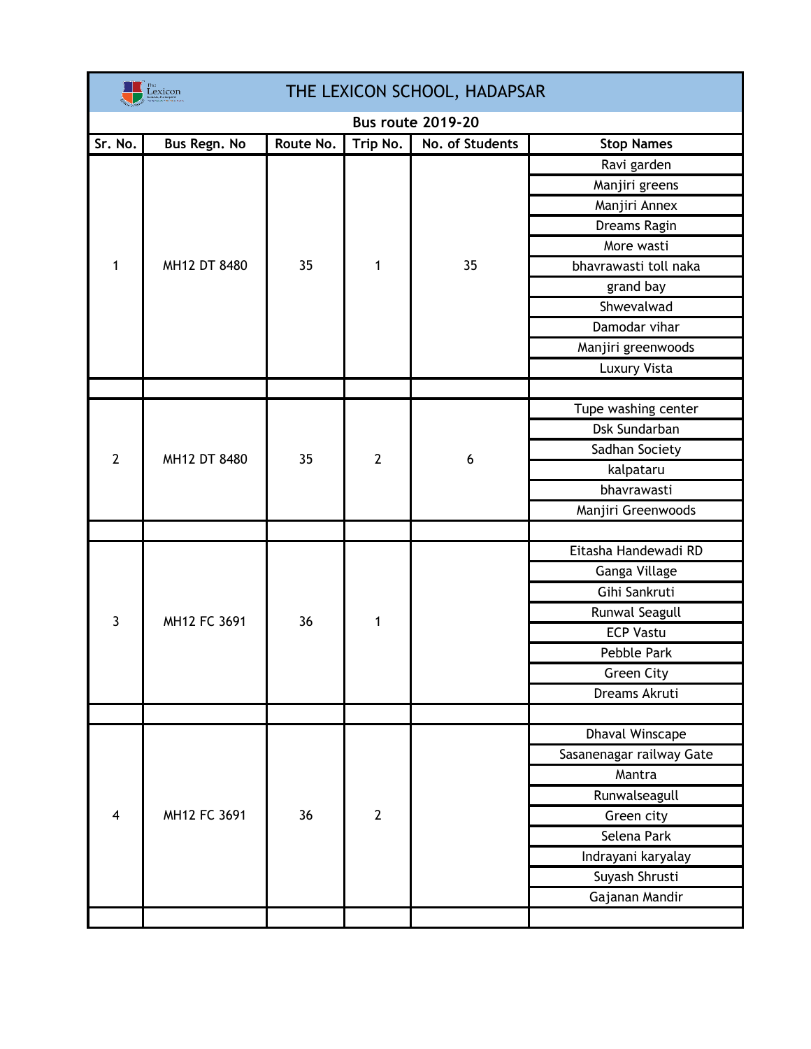# THE LEXICON SCHOOL, HADAPSAR

## Bus route 2019-20

| Sr. No. | Bus Regn. No | Route No. | Trip No. | No. of Students | Stop Names |
|---|---|---|---|---|---|
| 1 | MH12 DT 8480 | 35 | 1 | 35 | Ravi garden |
| | | | | | Manjiri greens |
| | | | | | Manjiri Annex |
| | | | | | Dreams Ragin |
| | | | | | More wasti |
| | | | | | bhavrawasti toll naka |
| | | | | | grand bay |
| | | | | | Shwevalwad |
| | | | | | Damodar vihar |
| | | | | | Manjiri greenwoods |
| | | | | | Luxury Vista |
| | | | | | |
| 2 | MH12 DT 8480 | 35 | 2 | 6 | Tupe washing center |
| | | | | | Dsk Sundarban |
| | | | | | Sadhan Society |
| | | | | | kalpataru |
| | | | | | bhavrawasti |
| | | | | | Manjiri Greenwoods |
| | | | | | |
| 3 | MH12 FC 3691 | 36 | 1 | | Eitasha Handewadi RD |
| | | | | | Ganga Village |
| | | | | | Gihi Sankruti |
| | | | | | Runwal Seagull |
| | | | | | ECP Vastu |
| | | | | | Pebble Park |
| | | | | | Green City |
| | | | | | Dreams Akruti |
| | | | | | |
| 4 | MH12 FC 3691 | 36 | 2 | | Dhaval Winscape |
| | | | | | Sasanenagar railway Gate |
| | | | | | Mantra |
| | | | | | Runwalseagull |
| | | | | | Green city |
| | | | | | Selena Park |
| | | | | | Indrayani karyalay |
| | | | | | Suyash Shrusti |
| | | | | | Gajanan Mandir |
| | | | | | |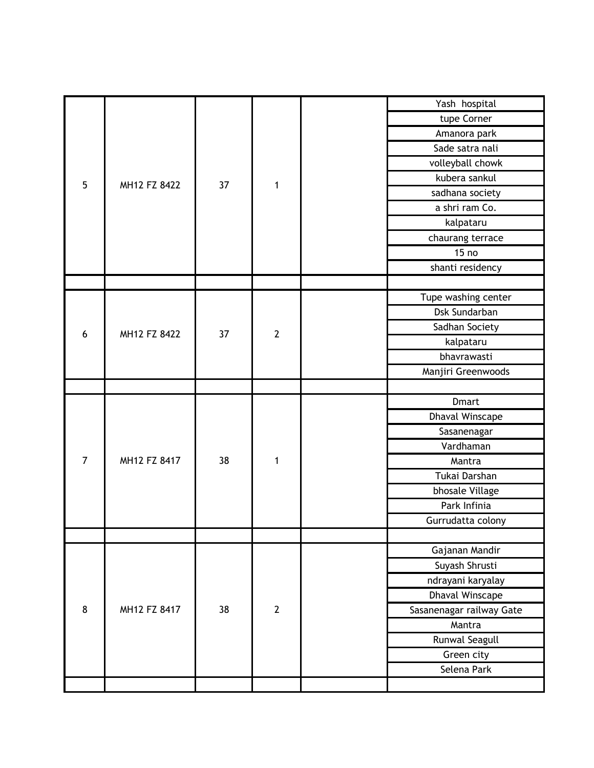| | | | | | |
|---|---|---|---|---|---|
| 5 | MH12 FZ 8422 | 37 | 1 | | Yash hospital |
| | | | | | tupe Corner |
| | | | | | Amanora park |
| | | | | | Sade satra nali |
| | | | | | volleyball chowk |
| | | | | | kubera sankul |
| | | | | | sadhana society |
| | | | | | a shri ram Co. |
| | | | | | kalpataru |
| | | | | | chaurang terrace |
| | | | | | 15 no |
| | | | | | shanti residency |
| | | | | | |
| 6 | MH12 FZ 8422 | 37 | 2 | | Tupe washing center |
| | | | | | Dsk Sundarban |
| | | | | | Sadhan Society |
| | | | | | kalpataru |
| | | | | | bhavrawasti |
| | | | | | Manjiri Greenwoods |
| | | | | | |
| 7 | MH12 FZ 8417 | 38 | 1 | | Dmart |
| | | | | | Dhaval Winscape |
| | | | | | Sasanenagar |
| | | | | | Vardhaman |
| | | | | | Mantra |
| | | | | | Tukai Darshan |
| | | | | | bhosale Village |
| | | | | | Park Infinia |
| | | | | | Gurrudatta colony |
| | | | | | |
| 8 | MH12 FZ 8417 | 38 | 2 | | Gajanan Mandir |
| | | | | | Suyash Shrusti |
| | | | | | ndrayani karyalay |
| | | | | | Dhaval Winscape |
| | | | | | Sasanenagar railway Gate |
| | | | | | Mantra |
| | | | | | Runwal Seagull |
| | | | | | Green city |
| | | | | | Selena Park |
| | | | | | |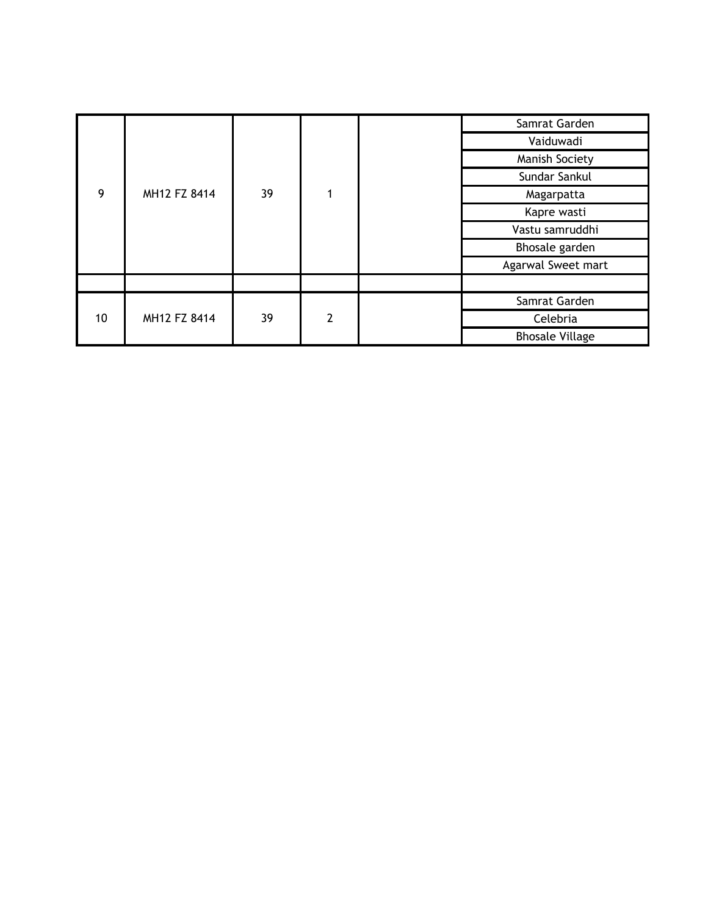| | | | | | |
|---|---|---|---|---|---|
| 9 | MH12 FZ 8414 | 39 | 1 | | Samrat Garden |
| | | | | | Vaiduwadi |
| | | | | | Manish Society |
| | | | | | Sundar Sankul |
| | | | | | Magarpatta |
| | | | | | Kapre wasti |
| | | | | | Vastu samruddhi |
| | | | | | Bhosale garden |
| | | | | | Agarwal Sweet mart |
| | | | | | |
| 10 | MH12 FZ 8414 | 39 | 2 | | Samrat Garden |
| | | | | | Celebria |
| | | | | | Bhosale Village |